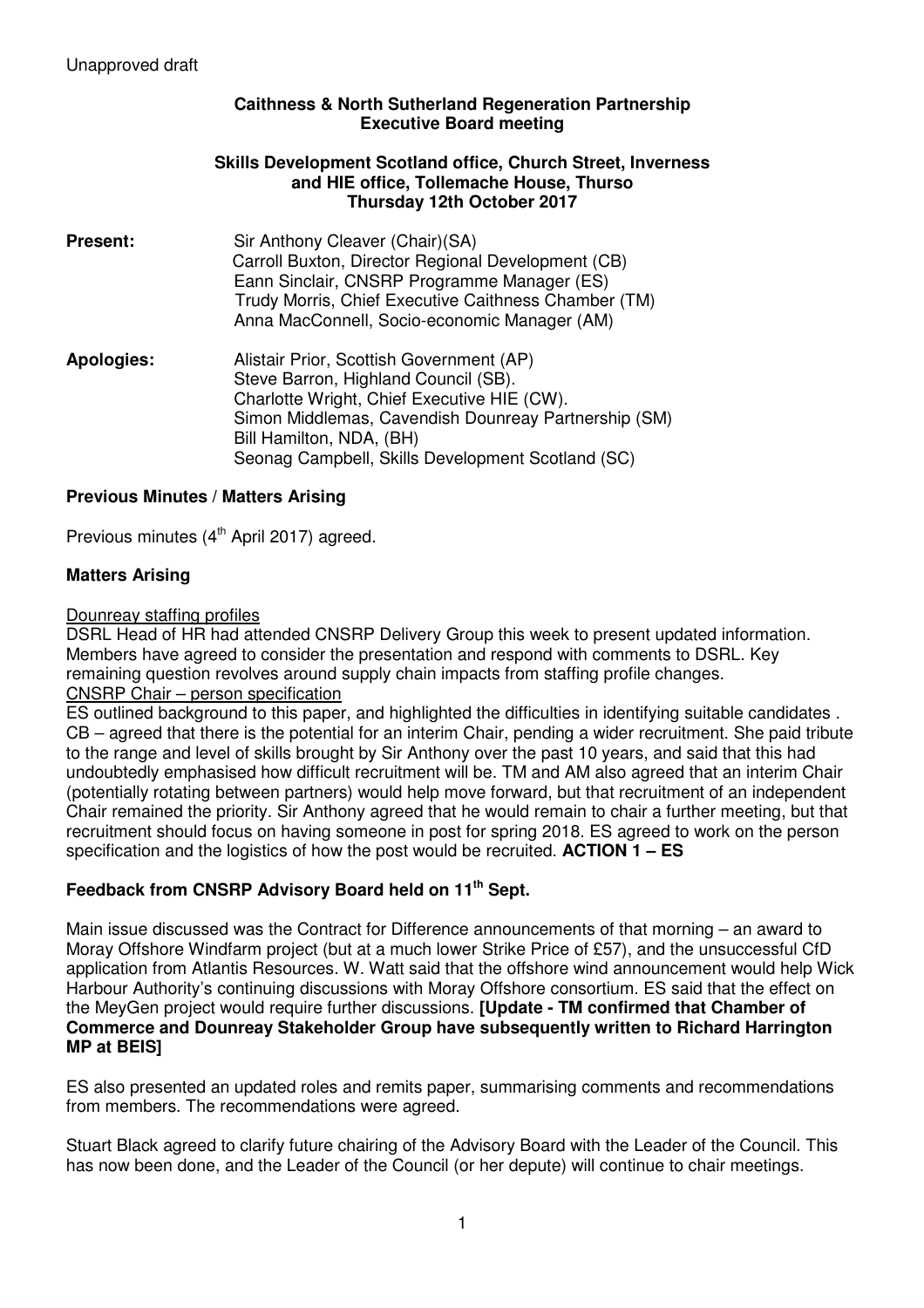Unapproved draft

**Caithness & North Sutherland Regeneration Partnership**
**Executive Board meeting**

**Skills Development Scotland office, Church Street, Inverness**
**and HIE office, Tollemache House, Thurso**
**Thursday 12th October 2017**

**Present:**

Sir Anthony Cleaver (Chair)(SA)
Carroll Buxton, Director Regional Development (CB)
Eann Sinclair, CNSRP Programme Manager (ES)
Trudy Morris, Chief Executive Caithness Chamber (TM)
Anna MacConnell, Socio-economic Manager (AM)

**Apologies:**

Alistair Prior, Scottish Government (AP)
Steve Barron, Highland Council (SB).
Charlotte Wright, Chief Executive HIE (CW).
Simon Middlemas, Cavendish Dounreay Partnership (SM)
Bill Hamilton, NDA, (BH)
Seonag Campbell, Skills Development Scotland (SC)

## Previous Minutes / Matters Arising

Previous minutes (4th April 2017) agreed.

## Matters Arising

Dounreay staffing profiles

DSRL Head of HR had attended CNSRP Delivery Group this week to present updated information. Members have agreed to consider the presentation and respond with comments to DSRL. Key remaining question revolves around supply chain impacts from staffing profile changes.

CNSRP Chair – person specification

ES outlined background to this paper, and highlighted the difficulties in identifying suitable candidates . CB – agreed that there is the potential for an interim Chair, pending a wider recruitment. She paid tribute to the range and level of skills brought by Sir Anthony over the past 10 years, and said that this had undoubtedly emphasised how difficult recruitment will be. TM and AM also agreed that an interim Chair (potentially rotating between partners) would help move forward, but that recruitment of an independent Chair remained the priority. Sir Anthony agreed that he would remain to chair a further meeting, but that recruitment should focus on having someone in post for spring 2018. ES agreed to work on the person specification and the logistics of how the post would be recruited. **ACTION 1 – ES**

## Feedback from CNSRP Advisory Board held on 11th Sept.

Main issue discussed was the Contract for Difference announcements of that morning – an award to Moray Offshore Windfarm project (but at a much lower Strike Price of £57), and the unsuccessful CfD application from Atlantis Resources. W. Watt said that the offshore wind announcement would help Wick Harbour Authority's continuing discussions with Moray Offshore consortium. ES said that the effect on the MeyGen project would require further discussions. **[Update - TM confirmed that Chamber of Commerce and Dounreay Stakeholder Group have subsequently written to Richard Harrington MP at BEIS]**

ES also presented an updated roles and remits paper, summarising comments and recommendations from members. The recommendations were agreed.

Stuart Black agreed to clarify future chairing of the Advisory Board with the Leader of the Council. This has now been done, and the Leader of the Council (or her depute) will continue to chair meetings.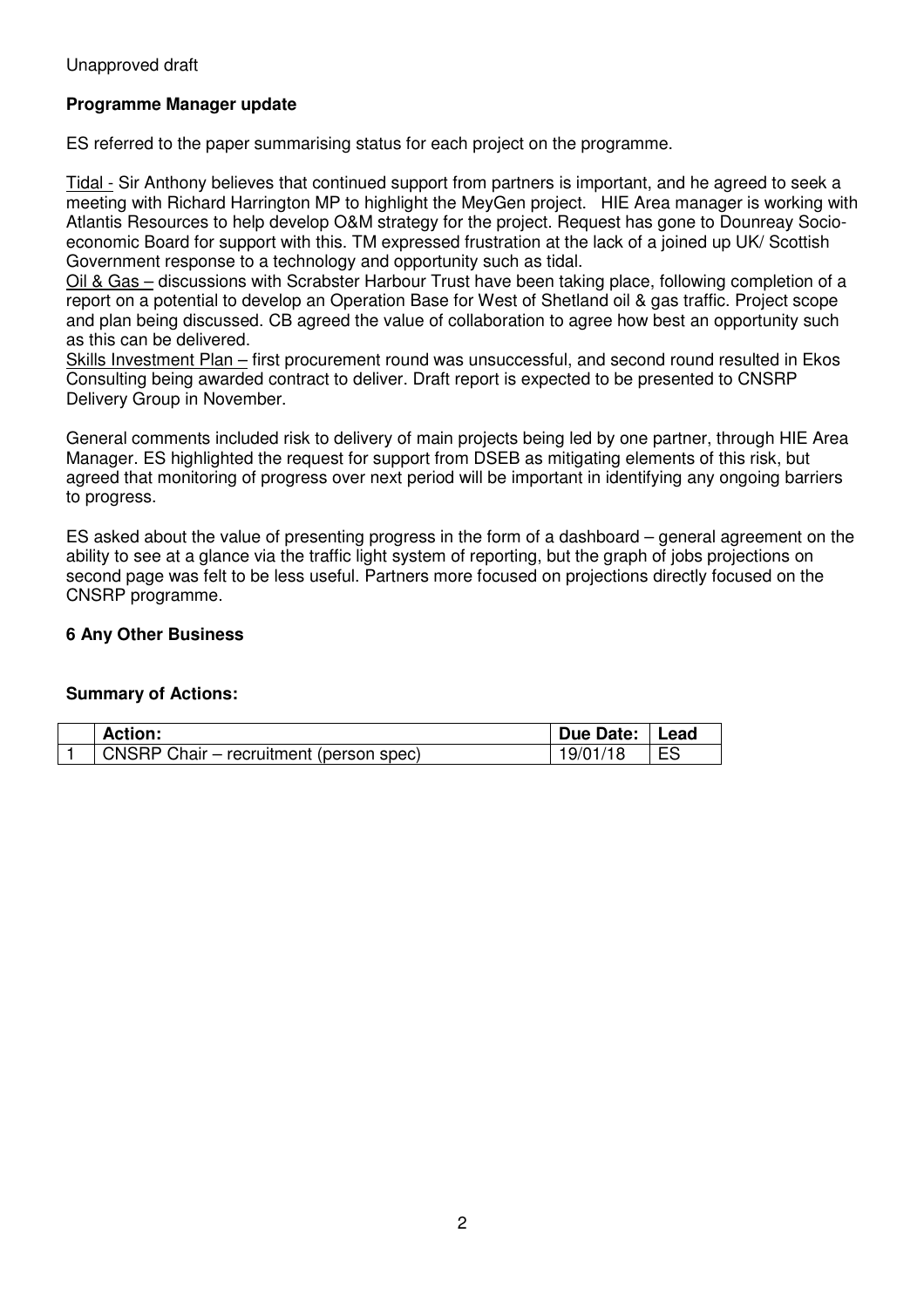Unapproved draft

**Programme Manager update**

ES referred to the paper summarising status for each project on the programme.

Tidal - Sir Anthony believes that continued support from partners is important, and he agreed to seek a meeting with Richard Harrington MP to highlight the MeyGen project. HIE Area manager is working with Atlantis Resources to help develop O&M strategy for the project. Request has gone to Dounreay Socio-economic Board for support with this. TM expressed frustration at the lack of a joined up UK/ Scottish Government response to a technology and opportunity such as tidal.
Oil & Gas – discussions with Scrabster Harbour Trust have been taking place, following completion of a report on a potential to develop an Operation Base for West of Shetland oil & gas traffic. Project scope and plan being discussed. CB agreed the value of collaboration to agree how best an opportunity such as this can be delivered.
Skills Investment Plan – first procurement round was unsuccessful, and second round resulted in Ekos Consulting being awarded contract to deliver. Draft report is expected to be presented to CNSRP Delivery Group in November.

General comments included risk to delivery of main projects being led by one partner, through HIE Area Manager. ES highlighted the request for support from DSEB as mitigating elements of this risk, but agreed that monitoring of progress over next period will be important in identifying any ongoing barriers to progress.

ES asked about the value of presenting progress in the form of a dashboard – general agreement on the ability to see at a glance via the traffic light system of reporting, but the graph of jobs projections on second page was felt to be less useful. Partners more focused on projections directly focused on the CNSRP programme.

**6 Any Other Business**

**Summary of Actions:**

| | Action: | Due Date: | Lead |
|---|---|---|---|
| 1 | CNSRP Chair – recruitment (person spec) | 19/01/18 | ES |